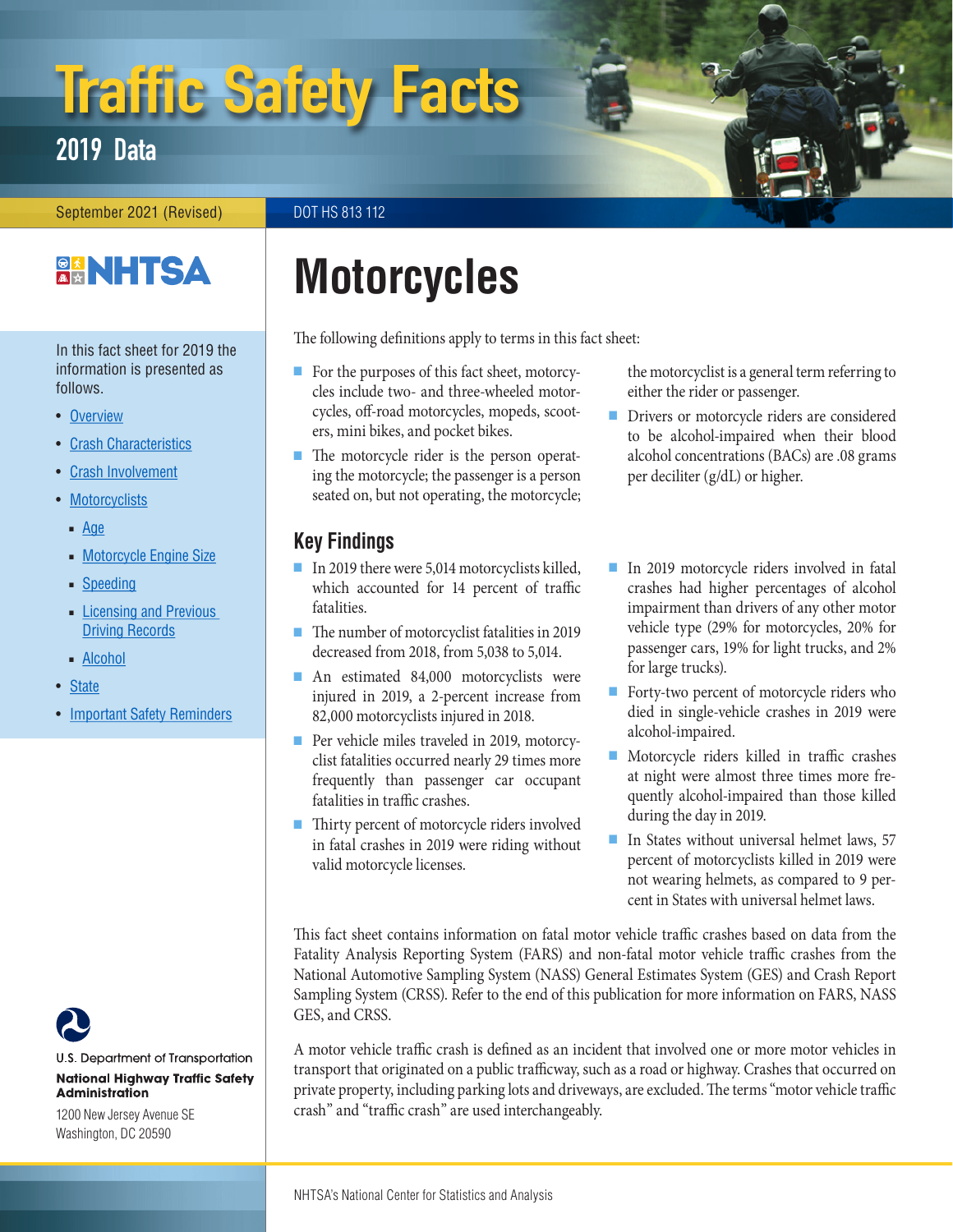# Traffic Safety Facts

## 2019 Data

September 2021 (Revised)

DOT HS 813 112

NHTSA

In this fact sheet for 2019 the information is presented as follows.

- Overview
- Crash Characteristics
- Crash Involvement
- Motorcyclists
  - Age
  - Motorcycle Engine Size
  - Speeding
  - Licensing and Previous Driving Records
  - Alcohol
- State
- Important Safety Reminders

# Motorcycles

The following definitions apply to terms in this fact sheet:

- For the purposes of this fact sheet, motorcycles include two- and three-wheeled motorcycles, off-road motorcycles, mopeds, scooters, mini bikes, and pocket bikes.
- The motorcycle rider is the person operating the motorcycle; the passenger is a person seated on, but not operating, the motorcycle; the motorcyclist is a general term referring to either the rider or passenger.
- Drivers or motorcycle riders are considered to be alcohol-impaired when their blood alcohol concentrations (BACs) are .08 grams per deciliter (g/dL) or higher.

## Key Findings

- In 2019 there were 5,014 motorcyclists killed, which accounted for 14 percent of traffic fatalities.
- The number of motorcyclist fatalities in 2019 decreased from 2018, from 5,038 to 5,014.
- An estimated 84,000 motorcyclists were injured in 2019, a 2-percent increase from 82,000 motorcyclists injured in 2018.
- Per vehicle miles traveled in 2019, motorcyclist fatalities occurred nearly 29 times more frequently than passenger car occupant fatalities in traffic crashes.
- Thirty percent of motorcycle riders involved in fatal crashes in 2019 were riding without valid motorcycle licenses.
- In 2019 motorcycle riders involved in fatal crashes had higher percentages of alcohol impairment than drivers of any other motor vehicle type (29% for motorcycles, 20% for passenger cars, 19% for light trucks, and 2% for large trucks).
- Forty-two percent of motorcycle riders who died in single-vehicle crashes in 2019 were alcohol-impaired.
- Motorcycle riders killed in traffic crashes at night were almost three times more frequently alcohol-impaired than those killed during the day in 2019.
- In States without universal helmet laws, 57 percent of motorcyclists killed in 2019 were not wearing helmets, as compared to 9 percent in States with universal helmet laws.

This fact sheet contains information on fatal motor vehicle traffic crashes based on data from the Fatality Analysis Reporting System (FARS) and non-fatal motor vehicle traffic crashes from the National Automotive Sampling System (NASS) General Estimates System (GES) and Crash Report Sampling System (CRSS). Refer to the end of this publication for more information on FARS, NASS GES, and CRSS.

A motor vehicle traffic crash is defined as an incident that involved one or more motor vehicles in transport that originated on a public trafficway, such as a road or highway. Crashes that occurred on private property, including parking lots and driveways, are excluded. The terms "motor vehicle traffic crash" and "traffic crash" are used interchangeably.

U.S. Department of Transportation
**National Highway Traffic Safety Administration**
1200 New Jersey Avenue SE
Washington, DC 20590

NHTSA's National Center for Statistics and Analysis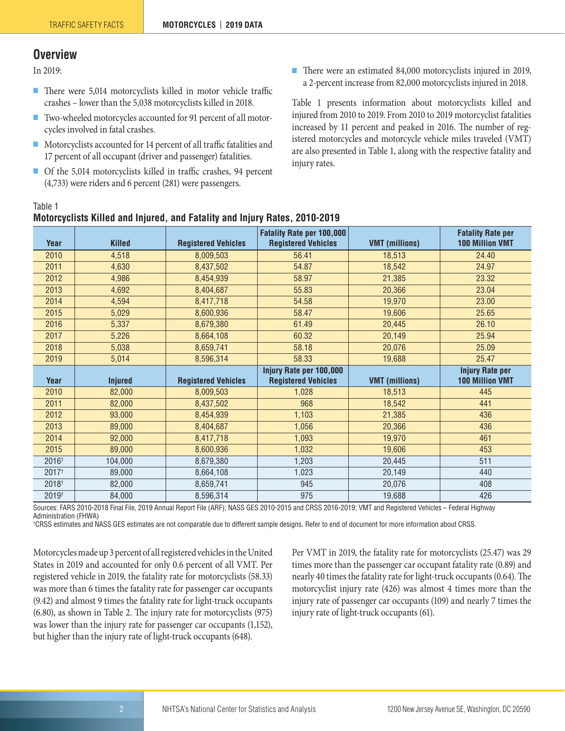## Overview

In 2019:

- There were 5,014 motorcyclists killed in motor vehicle traffic crashes – lower than the 5,038 motorcyclists killed in 2018.
- Two-wheeled motorcycles accounted for 91 percent of all motorcycles involved in fatal crashes.
- Motorcyclists accounted for 14 percent of all traffic fatalities and 17 percent of all occupant (driver and passenger) fatalities.
- Of the 5,014 motorcyclists killed in traffic crashes, 94 percent (4,733) were riders and 6 percent (281) were passengers.
- There were an estimated 84,000 motorcyclists injured in 2019, a 2-percent increase from 82,000 motorcyclists injured in 2018.

Table 1 presents information about motorcyclists killed and injured from 2010 to 2019. From 2010 to 2019 motorcyclist fatalities increased by 11 percent and peaked in 2016. The number of registered motorcycles and motorcycle vehicle miles traveled (VMT) are also presented in Table 1, along with the respective fatality and injury rates.

Table 1
**Motorcyclists Killed and Injured, and Fatality and Injury Rates, 2010-2019**

| Year | Killed | Registered Vehicles | Fatality Rate per 100,000 Registered Vehicles | VMT (millions) | Fatality Rate per 100 Million VMT |
|---|---|---|---|---|---|
| 2010 | 4,518 | 8,009,503 | 56.41 | 18,513 | 24.40 |
| 2011 | 4,630 | 8,437,502 | 54.87 | 18,542 | 24.97 |
| 2012 | 4,986 | 8,454,939 | 58.97 | 21,385 | 23.32 |
| 2013 | 4,692 | 8,404,687 | 55.83 | 20,366 | 23.04 |
| 2014 | 4,594 | 8,417,718 | 54.58 | 19,970 | 23.00 |
| 2015 | 5,029 | 8,600,936 | 58.47 | 19,606 | 25.65 |
| 2016 | 5,337 | 8,679,380 | 61.49 | 20,445 | 26.10 |
| 2017 | 5,226 | 8,664,108 | 60.32 | 20,149 | 25.94 |
| 2018 | 5,038 | 8,659,741 | 58.18 | 20,076 | 25.09 |
| 2019 | 5,014 | 8,596,314 | 58.33 | 19,688 | 25.47 |
| **Year** | **Injured** | **Registered Vehicles** | **Injury Rate per 100,000 Registered Vehicles** | **VMT (millions)** | **Injury Rate per 100 Million VMT** |
| 2010 | 82,000 | 8,009,503 | 1,028 | 18,513 | 445 |
| 2011 | 82,000 | 8,437,502 | 968 | 18,542 | 441 |
| 2012 | 93,000 | 8,454,939 | 1,103 | 21,385 | 436 |
| 2013 | 89,000 | 8,404,687 | 1,056 | 20,366 | 436 |
| 2014 | 92,000 | 8,417,718 | 1,093 | 19,970 | 461 |
| 2015 | 89,000 | 8,600,936 | 1,032 | 19,606 | 453 |
| 2016† | 104,000 | 8,679,380 | 1,203 | 20,445 | 511 |
| 2017† | 89,000 | 8,664,108 | 1,023 | 20,149 | 440 |
| 2018† | 82,000 | 8,659,741 | 945 | 20,076 | 408 |
| 2019† | 84,000 | 8,596,314 | 975 | 19,688 | 426 |

Sources: FARS 2010-2018 Final File, 2019 Annual Report File (ARF); NASS GES 2010-2015 and CRSS 2016-2019; VMT and Registered Vehicles – Federal Highway Administration (FHWA)

†CRSS estimates and NASS GES estimates are not comparable due to different sample designs. Refer to end of document for more information about CRSS.

Motorcycles made up 3 percent of all registered vehicles in the United States in 2019 and accounted for only 0.6 percent of all VMT. Per registered vehicle in 2019, the fatality rate for motorcyclists (58.33) was more than 6 times the fatality rate for passenger car occupants (9.42) and almost 9 times the fatality rate for light-truck occupants (6.80), as shown in Table 2. The injury rate for motorcyclists (975) was lower than the injury rate for passenger car occupants (1,152), but higher than the injury rate of light-truck occupants (648).

Per VMT in 2019, the fatality rate for motorcyclists (25.47) was 29 times more than the passenger car occupant fatality rate (0.89) and nearly 40 times the fatality rate for light-truck occupants (0.64). The motorcyclist injury rate (426) was almost 4 times more than the injury rate of passenger car occupants (109) and nearly 7 times the injury rate of light-truck occupants (61).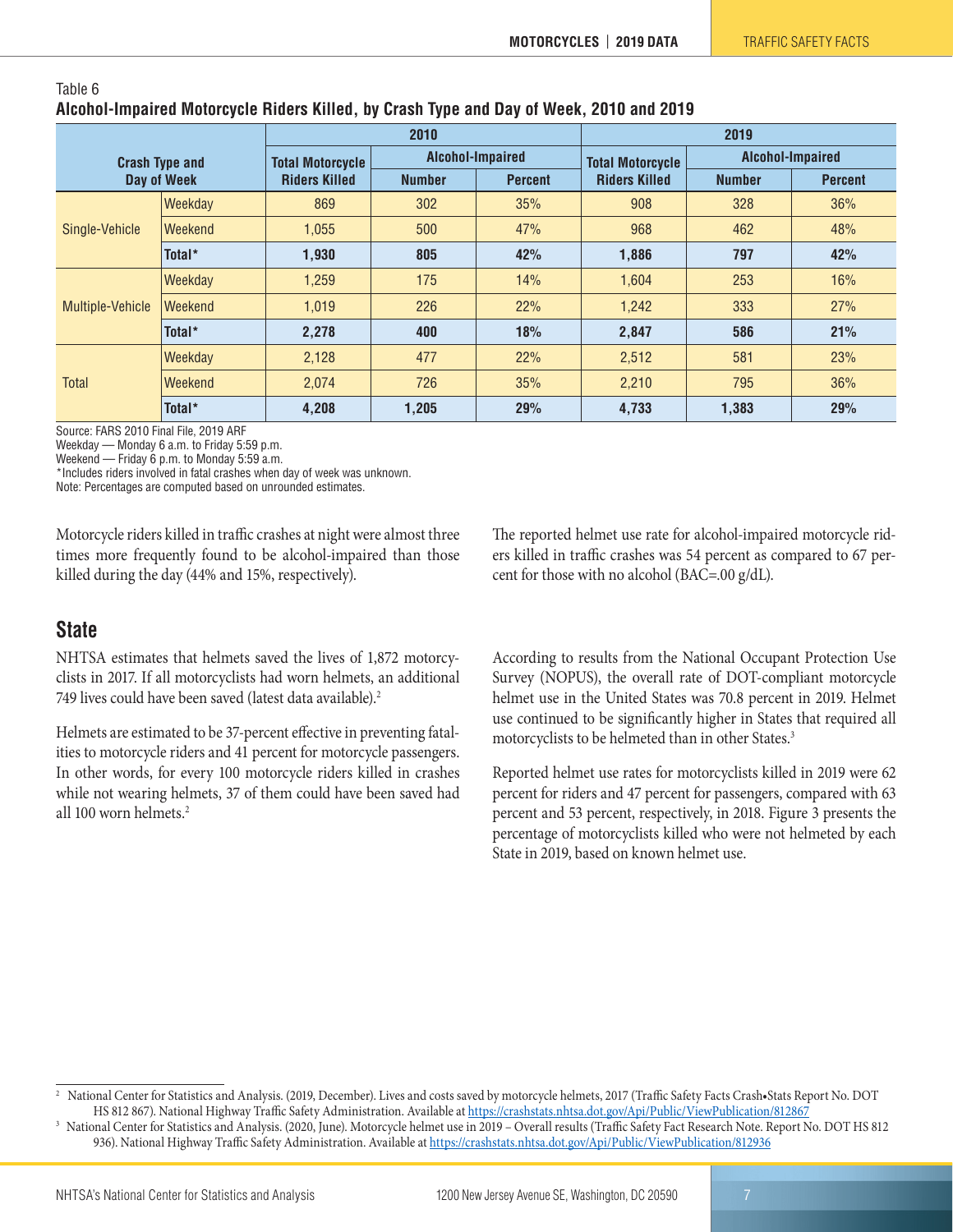Table 6
**Alcohol-Impaired Motorcycle Riders Killed, by Crash Type and Day of Week, 2010 and 2019**

| Crash Type and Day of Week | | 2010 | | | 2019 | | |
|---|---|---|---|---|---|---|---|
| | | Total Motorcycle Riders Killed | Alcohol-Impaired | | Total Motorcycle Riders Killed | Alcohol-Impaired | |
| | | | Number | Percent | | Number | Percent |
| Single-Vehicle | Weekday | 869 | 302 | 35% | 908 | 328 | 36% |
| | Weekend | 1,055 | 500 | 47% | 968 | 462 | 48% |
| | **Total*** | **1,930** | **805** | **42%** | **1,886** | **797** | **42%** |
| Multiple-Vehicle | Weekday | 1,259 | 175 | 14% | 1,604 | 253 | 16% |
| | Weekend | 1,019 | 226 | 22% | 1,242 | 333 | 27% |
| | **Total*** | **2,278** | **400** | **18%** | **2,847** | **586** | **21%** |
| Total | Weekday | 2,128 | 477 | 22% | 2,512 | 581 | 23% |
| | Weekend | 2,074 | 726 | 35% | 2,210 | 795 | 36% |
| | **Total*** | **4,208** | **1,205** | **29%** | **4,733** | **1,383** | **29%** |

Source: FARS 2010 Final File, 2019 ARF
Weekday — Monday 6 a.m. to Friday 5:59 p.m.
Weekend — Friday 6 p.m. to Monday 5:59 a.m.
*Includes riders involved in fatal crashes when day of week was unknown.
Note: Percentages are computed based on unrounded estimates.

Motorcycle riders killed in traffic crashes at night were almost three times more frequently found to be alcohol-impaired than those killed during the day (44% and 15%, respectively).

The reported helmet use rate for alcohol-impaired motorcycle riders killed in traffic crashes was 54 percent as compared to 67 percent for those with no alcohol (BAC=.00 g/dL).

## State

NHTSA estimates that helmets saved the lives of 1,872 motorcyclists in 2017. If all motorcyclists had worn helmets, an additional 749 lives could have been saved (latest data available).[2]

Helmets are estimated to be 37-percent effective in preventing fatalities to motorcycle riders and 41 percent for motorcycle passengers. In other words, for every 100 motorcycle riders killed in crashes while not wearing helmets, 37 of them could have been saved had all 100 worn helmets.[2]

According to results from the National Occupant Protection Use Survey (NOPUS), the overall rate of DOT-compliant motorcycle helmet use in the United States was 70.8 percent in 2019. Helmet use continued to be significantly higher in States that required all motorcyclists to be helmeted than in other States.[3]

Reported helmet use rates for motorcyclists killed in 2019 were 62 percent for riders and 47 percent for passengers, compared with 63 percent and 53 percent, respectively, in 2018. Figure 3 presents the percentage of motorcyclists killed who were not helmeted by each State in 2019, based on known helmet use.

[2] National Center for Statistics and Analysis. (2019, December). Lives and costs saved by motorcycle helmets, 2017 (Traffic Safety Facts Crash•Stats Report No. DOT HS 812 867). National Highway Traffic Safety Administration. Available at https://crashstats.nhtsa.dot.gov/Api/Public/ViewPublication/812867

[3] National Center for Statistics and Analysis. (2020, June). Motorcycle helmet use in 2019 – Overall results (Traffic Safety Fact Research Note. Report No. DOT HS 812 936). National Highway Traffic Safety Administration. Available at https://crashstats.nhtsa.dot.gov/Api/Public/ViewPublication/812936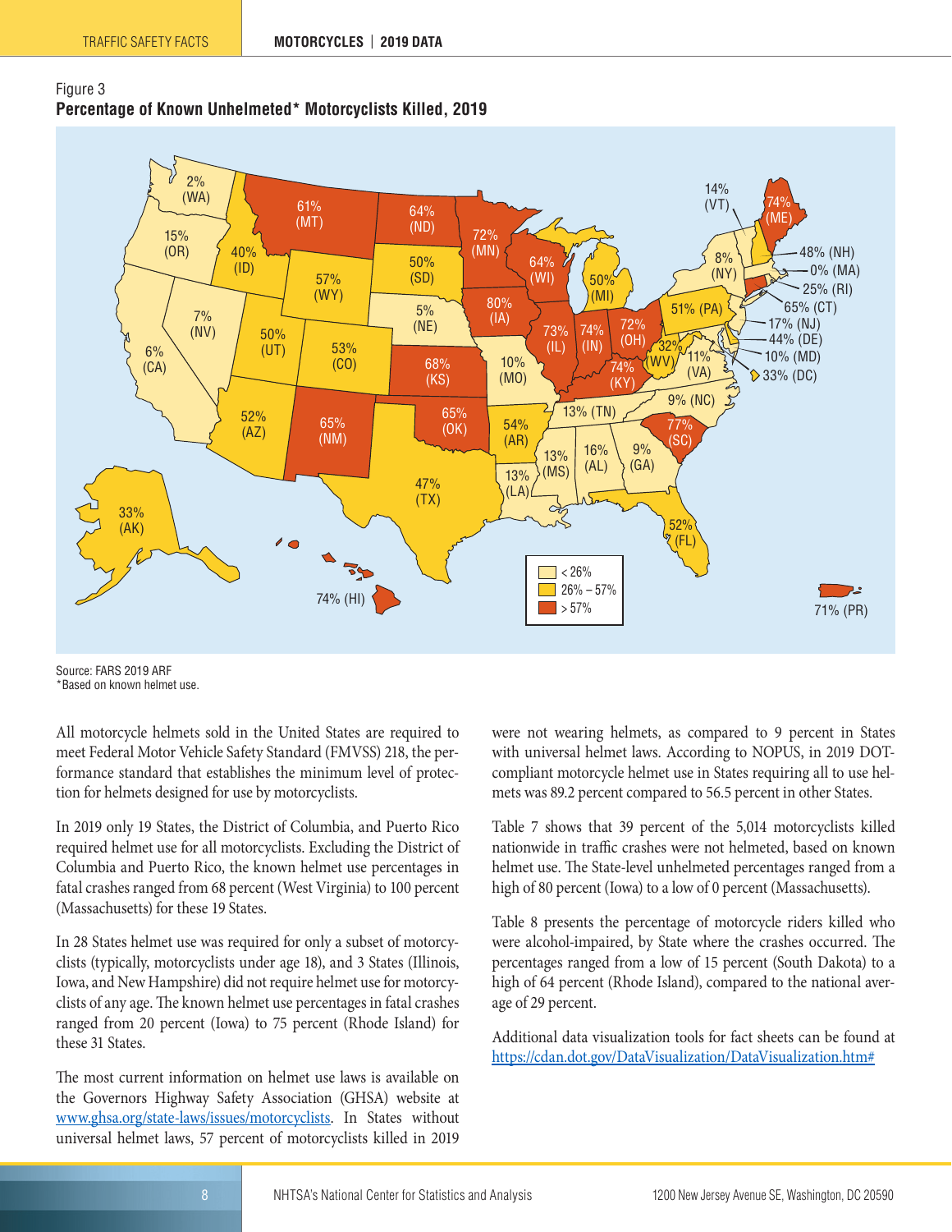Figure 3

**Percentage of Known Unhelmeted* Motorcyclists Killed, 2019**

| State | Percentage |
|---|---|
| WA | 2% |
| OR | 15% |
| CA | 6% |
| NV | 7% |
| ID | 40% |
| MT | 61% |
| WY | 57% |
| UT | 50% |
| CO | 53% |
| AZ | 52% |
| NM | 65% |
| ND | 64% |
| SD | 50% |
| NE | 5% |
| KS | 68% |
| OK | 65% |
| TX | 47% |
| MN | 72% |
| IA | 80% |
| MO | 10% |
| AR | 54% |
| LA | 13% |
| WI | 64% |
| IL | 73% |
| MS | 13% |
| MI | 50% |
| IN | 74% |
| KY | 74% |
| TN | 13% |
| AL | 16% |
| OH | 72% |
| WV | 32% |
| GA | 9% |
| FL | 52% |
| SC | 77% |
| NC | 9% |
| VA | 11% |
| PA | 51% |
| NY | 8% |
| VT | 14% |
| ME | 74% |
| NH | 48% |
| MA | 0% |
| RI | 25% |
| CT | 65% |
| NJ | 17% |
| DE | 44% |
| MD | 10% |
| DC | 33% |
| AK | 33% |
| HI | 74% |
| PR | 71% |

Legend: < 26%; 26% – 57%; > 57%

Source: FARS 2019 ARF
*Based on known helmet use.

All motorcycle helmets sold in the United States are required to meet Federal Motor Vehicle Safety Standard (FMVSS) 218, the performance standard that establishes the minimum level of protection for helmets designed for use by motorcyclists.

In 2019 only 19 States, the District of Columbia, and Puerto Rico required helmet use for all motorcyclists. Excluding the District of Columbia and Puerto Rico, the known helmet use percentages in fatal crashes ranged from 68 percent (West Virginia) to 100 percent (Massachusetts) for these 19 States.

In 28 States helmet use was required for only a subset of motorcyclists (typically, motorcyclists under age 18), and 3 States (Illinois, Iowa, and New Hampshire) did not require helmet use for motorcyclists of any age. The known helmet use percentages in fatal crashes ranged from 20 percent (Iowa) to 75 percent (Rhode Island) for these 31 States.

The most current information on helmet use laws is available on the Governors Highway Safety Association (GHSA) website at www.ghsa.org/state-laws/issues/motorcyclists. In States without universal helmet laws, 57 percent of motorcyclists killed in 2019 were not wearing helmets, as compared to 9 percent in States with universal helmet laws. According to NOPUS, in 2019 DOT-compliant motorcycle helmet use in States requiring all to use helmets was 89.2 percent compared to 56.5 percent in other States.

Table 7 shows that 39 percent of the 5,014 motorcyclists killed nationwide in traffic crashes were not helmeted, based on known helmet use. The State-level unhelmeted percentages ranged from a high of 80 percent (Iowa) to a low of 0 percent (Massachusetts).

Table 8 presents the percentage of motorcycle riders killed who were alcohol-impaired, by State where the crashes occurred. The percentages ranged from a low of 15 percent (South Dakota) to a high of 64 percent (Rhode Island), compared to the national average of 29 percent.

Additional data visualization tools for fact sheets can be found at https://cdan.dot.gov/DataVisualization/DataVisualization.htm#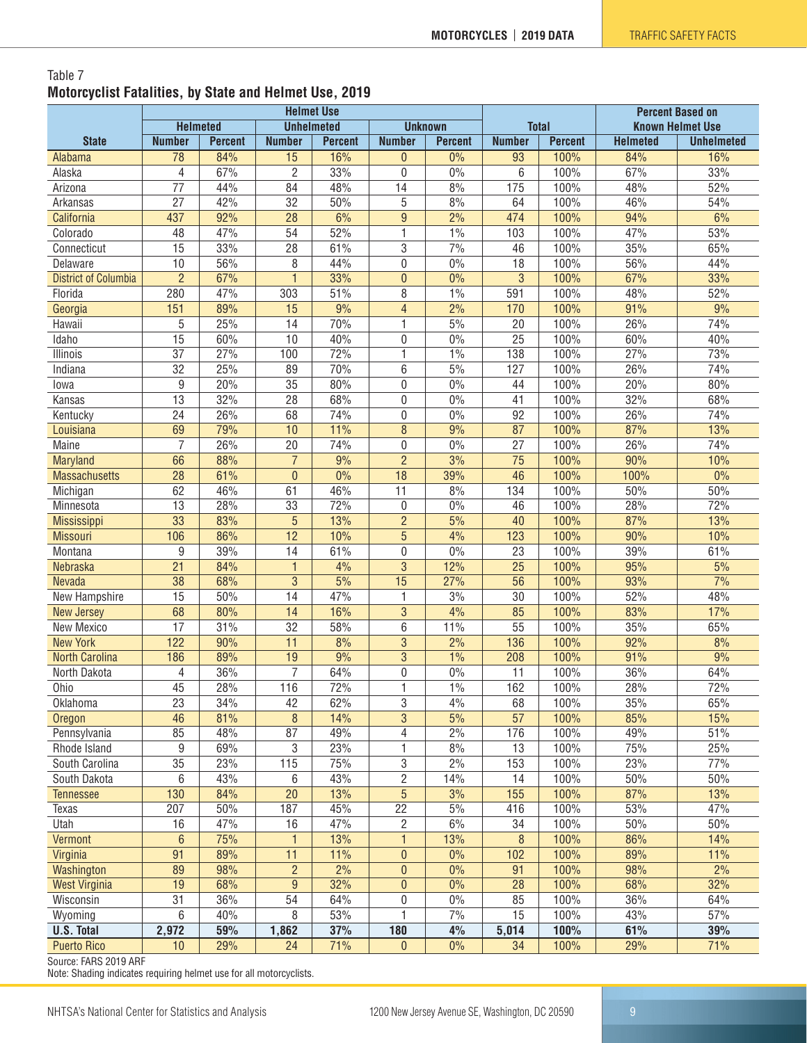Table 7

**Motorcyclist Fatalities, by State and Helmet Use, 2019**

| | Helmet Use | | | | | | Total | | Percent Based on Known Helmet Use | |
|---|---|---|---|---|---|---|---|---|---|---|
| | Helmeted | | Unhelmeted | | Unknown | | | | | |
| State | Number | Percent | Number | Percent | Number | Percent | Number | Percent | Helmeted | Unhelmeted |
| Alabama | 78 | 84% | 15 | 16% | 0 | 0% | 93 | 100% | 84% | 16% |
| Alaska | 4 | 67% | 2 | 33% | 0 | 0% | 6 | 100% | 67% | 33% |
| Arizona | 77 | 44% | 84 | 48% | 14 | 8% | 175 | 100% | 48% | 52% |
| Arkansas | 27 | 42% | 32 | 50% | 5 | 8% | 64 | 100% | 46% | 54% |
| California | 437 | 92% | 28 | 6% | 9 | 2% | 474 | 100% | 94% | 6% |
| Colorado | 48 | 47% | 54 | 52% | 1 | 1% | 103 | 100% | 47% | 53% |
| Connecticut | 15 | 33% | 28 | 61% | 3 | 7% | 46 | 100% | 35% | 65% |
| Delaware | 10 | 56% | 8 | 44% | 0 | 0% | 18 | 100% | 56% | 44% |
| District of Columbia | 2 | 67% | 1 | 33% | 0 | 0% | 3 | 100% | 67% | 33% |
| Florida | 280 | 47% | 303 | 51% | 8 | 1% | 591 | 100% | 48% | 52% |
| Georgia | 151 | 89% | 15 | 9% | 4 | 2% | 170 | 100% | 91% | 9% |
| Hawaii | 5 | 25% | 14 | 70% | 1 | 5% | 20 | 100% | 26% | 74% |
| Idaho | 15 | 60% | 10 | 40% | 0 | 0% | 25 | 100% | 60% | 40% |
| Illinois | 37 | 27% | 100 | 72% | 1 | 1% | 138 | 100% | 27% | 73% |
| Indiana | 32 | 25% | 89 | 70% | 6 | 5% | 127 | 100% | 26% | 74% |
| Iowa | 9 | 20% | 35 | 80% | 0 | 0% | 44 | 100% | 20% | 80% |
| Kansas | 13 | 32% | 28 | 68% | 0 | 0% | 41 | 100% | 32% | 68% |
| Kentucky | 24 | 26% | 68 | 74% | 0 | 0% | 92 | 100% | 26% | 74% |
| Louisiana | 69 | 79% | 10 | 11% | 8 | 9% | 87 | 100% | 87% | 13% |
| Maine | 7 | 26% | 20 | 74% | 0 | 0% | 27 | 100% | 26% | 74% |
| Maryland | 66 | 88% | 7 | 9% | 2 | 3% | 75 | 100% | 90% | 10% |
| Massachusetts | 28 | 61% | 0 | 0% | 18 | 39% | 46 | 100% | 100% | 0% |
| Michigan | 62 | 46% | 61 | 46% | 11 | 8% | 134 | 100% | 50% | 50% |
| Minnesota | 13 | 28% | 33 | 72% | 0 | 0% | 46 | 100% | 28% | 72% |
| Mississippi | 33 | 83% | 5 | 13% | 2 | 5% | 40 | 100% | 87% | 13% |
| Missouri | 106 | 86% | 12 | 10% | 5 | 4% | 123 | 100% | 90% | 10% |
| Montana | 9 | 39% | 14 | 61% | 0 | 0% | 23 | 100% | 39% | 61% |
| Nebraska | 21 | 84% | 1 | 4% | 3 | 12% | 25 | 100% | 95% | 5% |
| Nevada | 38 | 68% | 3 | 5% | 15 | 27% | 56 | 100% | 93% | 7% |
| New Hampshire | 15 | 50% | 14 | 47% | 1 | 3% | 30 | 100% | 52% | 48% |
| New Jersey | 68 | 80% | 14 | 16% | 3 | 4% | 85 | 100% | 83% | 17% |
| New Mexico | 17 | 31% | 32 | 58% | 6 | 11% | 55 | 100% | 35% | 65% |
| New York | 122 | 90% | 11 | 8% | 3 | 2% | 136 | 100% | 92% | 8% |
| North Carolina | 186 | 89% | 19 | 9% | 3 | 1% | 208 | 100% | 91% | 9% |
| North Dakota | 4 | 36% | 7 | 64% | 0 | 0% | 11 | 100% | 36% | 64% |
| Ohio | 45 | 28% | 116 | 72% | 1 | 1% | 162 | 100% | 28% | 72% |
| Oklahoma | 23 | 34% | 42 | 62% | 3 | 4% | 68 | 100% | 35% | 65% |
| Oregon | 46 | 81% | 8 | 14% | 3 | 5% | 57 | 100% | 85% | 15% |
| Pennsylvania | 85 | 48% | 87 | 49% | 4 | 2% | 176 | 100% | 49% | 51% |
| Rhode Island | 9 | 69% | 3 | 23% | 1 | 8% | 13 | 100% | 75% | 25% |
| South Carolina | 35 | 23% | 115 | 75% | 3 | 2% | 153 | 100% | 23% | 77% |
| South Dakota | 6 | 43% | 6 | 43% | 2 | 14% | 14 | 100% | 50% | 50% |
| Tennessee | 130 | 84% | 20 | 13% | 5 | 3% | 155 | 100% | 87% | 13% |
| Texas | 207 | 50% | 187 | 45% | 22 | 5% | 416 | 100% | 53% | 47% |
| Utah | 16 | 47% | 16 | 47% | 2 | 6% | 34 | 100% | 50% | 50% |
| Vermont | 6 | 75% | 1 | 13% | 1 | 13% | 8 | 100% | 86% | 14% |
| Virginia | 91 | 89% | 11 | 11% | 0 | 0% | 102 | 100% | 89% | 11% |
| Washington | 89 | 98% | 2 | 2% | 0 | 0% | 91 | 100% | 98% | 2% |
| West Virginia | 19 | 68% | 9 | 32% | 0 | 0% | 28 | 100% | 68% | 32% |
| Wisconsin | 31 | 36% | 54 | 64% | 0 | 0% | 85 | 100% | 36% | 64% |
| Wyoming | 6 | 40% | 8 | 53% | 1 | 7% | 15 | 100% | 43% | 57% |
| **U.S. Total** | **2,972** | **59%** | **1,862** | **37%** | **180** | **4%** | **5,014** | **100%** | **61%** | **39%** |
| Puerto Rico | 10 | 29% | 24 | 71% | 0 | 0% | 34 | 100% | 29% | 71% |

Source: FARS 2019 ARF

Note: Shading indicates requiring helmet use for all motorcyclists.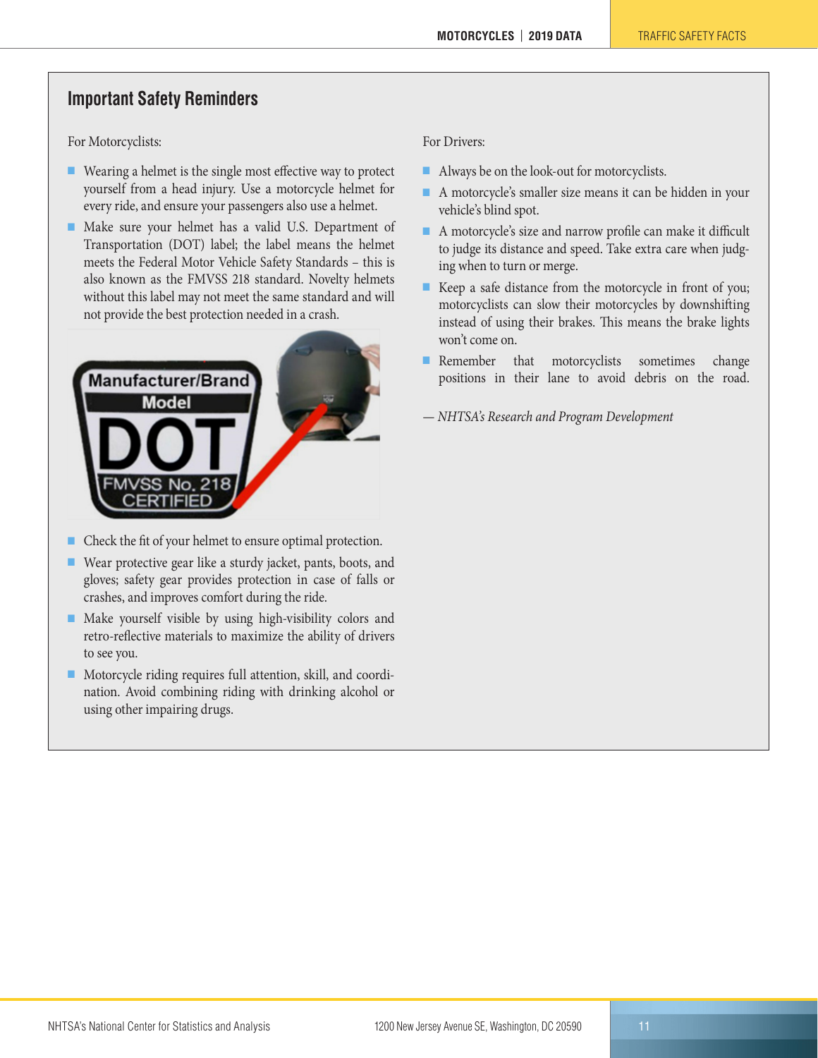## Important Safety Reminders

For Motorcyclists:

- Wearing a helmet is the single most effective way to protect yourself from a head injury. Use a motorcycle helmet for every ride, and ensure your passengers also use a helmet.
- Make sure your helmet has a valid U.S. Department of Transportation (DOT) label; the label means the helmet meets the Federal Motor Vehicle Safety Standards – this is also known as the FMVSS 218 standard. Novelty helmets without this label may not meet the same standard and will not provide the best protection needed in a crash.
- Check the fit of your helmet to ensure optimal protection.
- Wear protective gear like a sturdy jacket, pants, boots, and gloves; safety gear provides protection in case of falls or crashes, and improves comfort during the ride.
- Make yourself visible by using high-visibility colors and retro-reflective materials to maximize the ability of drivers to see you.
- Motorcycle riding requires full attention, skill, and coordination. Avoid combining riding with drinking alcohol or using other impairing drugs.

For Drivers:

- Always be on the look-out for motorcyclists.
- A motorcycle's smaller size means it can be hidden in your vehicle's blind spot.
- A motorcycle's size and narrow profile can make it difficult to judge its distance and speed. Take extra care when judging when to turn or merge.
- Keep a safe distance from the motorcycle in front of you; motorcyclists can slow their motorcycles by downshifting instead of using their brakes. This means the brake lights won't come on.
- Remember that motorcyclists sometimes change positions in their lane to avoid debris on the road.

*— NHTSA's Research and Program Development*